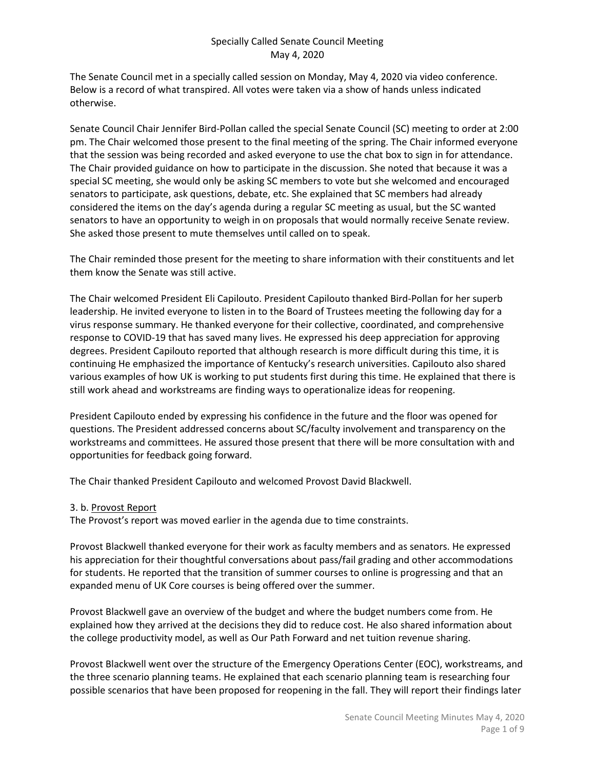# Specially Called Senate Council Meeting
## May 4, 2020

The Senate Council met in a specially called session on Monday, May 4, 2020 via video conference. Below is a record of what transpired. All votes were taken via a show of hands unless indicated otherwise.

Senate Council Chair Jennifer Bird-Pollan called the special Senate Council (SC) meeting to order at 2:00 pm. The Chair welcomed those present to the final meeting of the spring. The Chair informed everyone that the session was being recorded and asked everyone to use the chat box to sign in for attendance. The Chair provided guidance on how to participate in the discussion. She noted that because it was a special SC meeting, she would only be asking SC members to vote but she welcomed and encouraged senators to participate, ask questions, debate, etc. She explained that SC members had already considered the items on the day's agenda during a regular SC meeting as usual, but the SC wanted senators to have an opportunity to weigh in on proposals that would normally receive Senate review. She asked those present to mute themselves until called on to speak.

The Chair reminded those present for the meeting to share information with their constituents and let them know the Senate was still active.

The Chair welcomed President Eli Capilouto. President Capilouto thanked Bird-Pollan for her superb leadership. He invited everyone to listen in to the Board of Trustees meeting the following day for a virus response summary. He thanked everyone for their collective, coordinated, and comprehensive response to COVID-19 that has saved many lives. He expressed his deep appreciation for approving degrees. President Capilouto reported that although research is more difficult during this time, it is continuing He emphasized the importance of Kentucky's research universities. Capilouto also shared various examples of how UK is working to put students first during this time. He explained that there is still work ahead and workstreams are finding ways to operationalize ideas for reopening.

President Capilouto ended by expressing his confidence in the future and the floor was opened for questions. The President addressed concerns about SC/faculty involvement and transparency on the workstreams and committees. He assured those present that there will be more consultation with and opportunities for feedback going forward.

The Chair thanked President Capilouto and welcomed Provost David Blackwell.

3. b. Provost Report

The Provost's report was moved earlier in the agenda due to time constraints.

Provost Blackwell thanked everyone for their work as faculty members and as senators. He expressed his appreciation for their thoughtful conversations about pass/fail grading and other accommodations for students. He reported that the transition of summer courses to online is progressing and that an expanded menu of UK Core courses is being offered over the summer.

Provost Blackwell gave an overview of the budget and where the budget numbers come from. He explained how they arrived at the decisions they did to reduce cost. He also shared information about the college productivity model, as well as Our Path Forward and net tuition revenue sharing.

Provost Blackwell went over the structure of the Emergency Operations Center (EOC), workstreams, and the three scenario planning teams. He explained that each scenario planning team is researching four possible scenarios that have been proposed for reopening in the fall. They will report their findings later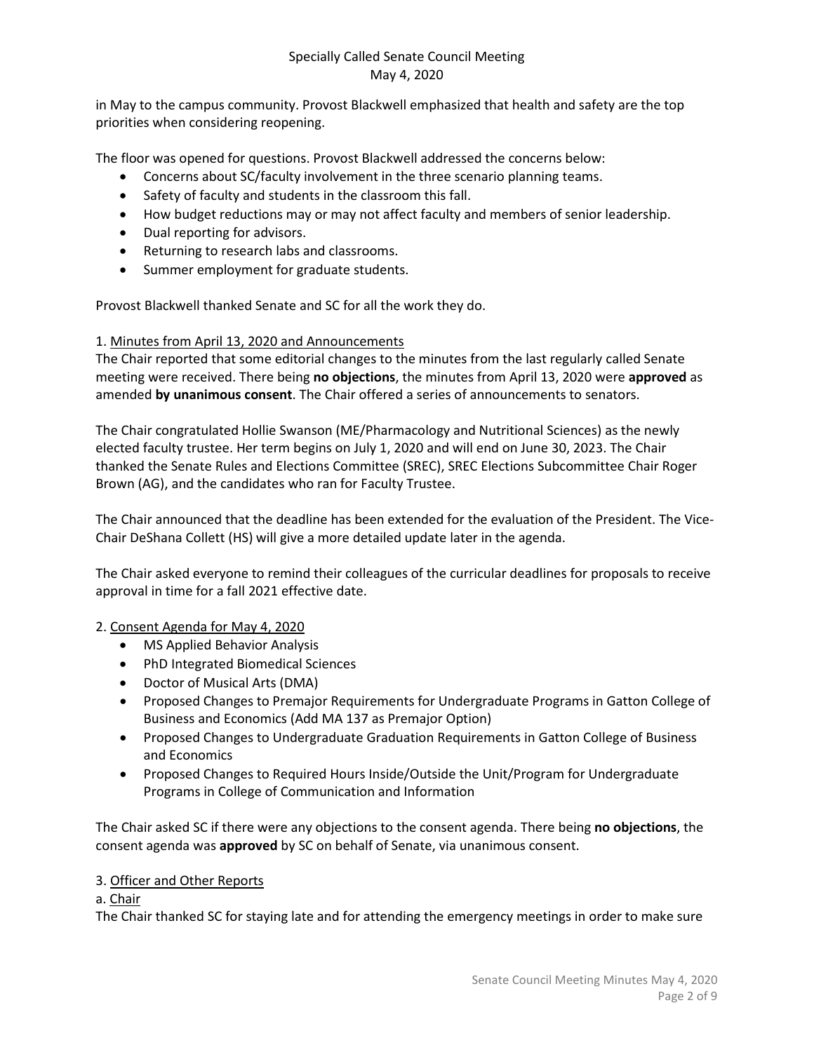in May to the campus community. Provost Blackwell emphasized that health and safety are the top priorities when considering reopening.

The floor was opened for questions. Provost Blackwell addressed the concerns below:

- Concerns about SC/faculty involvement in the three scenario planning teams.
- Safety of faculty and students in the classroom this fall.
- How budget reductions may or may not affect faculty and members of senior leadership.
- Dual reporting for advisors.
- Returning to research labs and classrooms.
- Summer employment for graduate students.

Provost Blackwell thanked Senate and SC for all the work they do.

1. Minutes from April 13, 2020 and Announcements

The Chair reported that some editorial changes to the minutes from the last regularly called Senate meeting were received. There being **no objections**, the minutes from April 13, 2020 were **approved** as amended **by unanimous consent**. The Chair offered a series of announcements to senators.

The Chair congratulated Hollie Swanson (ME/Pharmacology and Nutritional Sciences) as the newly elected faculty trustee. Her term begins on July 1, 2020 and will end on June 30, 2023. The Chair thanked the Senate Rules and Elections Committee (SREC), SREC Elections Subcommittee Chair Roger Brown (AG), and the candidates who ran for Faculty Trustee.

The Chair announced that the deadline has been extended for the evaluation of the President. The Vice-Chair DeShana Collett (HS) will give a more detailed update later in the agenda.

The Chair asked everyone to remind their colleagues of the curricular deadlines for proposals to receive approval in time for a fall 2021 effective date.

2. Consent Agenda for May 4, 2020

- MS Applied Behavior Analysis
- PhD Integrated Biomedical Sciences
- Doctor of Musical Arts (DMA)
- Proposed Changes to Premajor Requirements for Undergraduate Programs in Gatton College of Business and Economics (Add MA 137 as Premajor Option)
- Proposed Changes to Undergraduate Graduation Requirements in Gatton College of Business and Economics
- Proposed Changes to Required Hours Inside/Outside the Unit/Program for Undergraduate Programs in College of Communication and Information

The Chair asked SC if there were any objections to the consent agenda. There being **no objections**, the consent agenda was **approved** by SC on behalf of Senate, via unanimous consent.

3. Officer and Other Reports

a. Chair

The Chair thanked SC for staying late and for attending the emergency meetings in order to make sure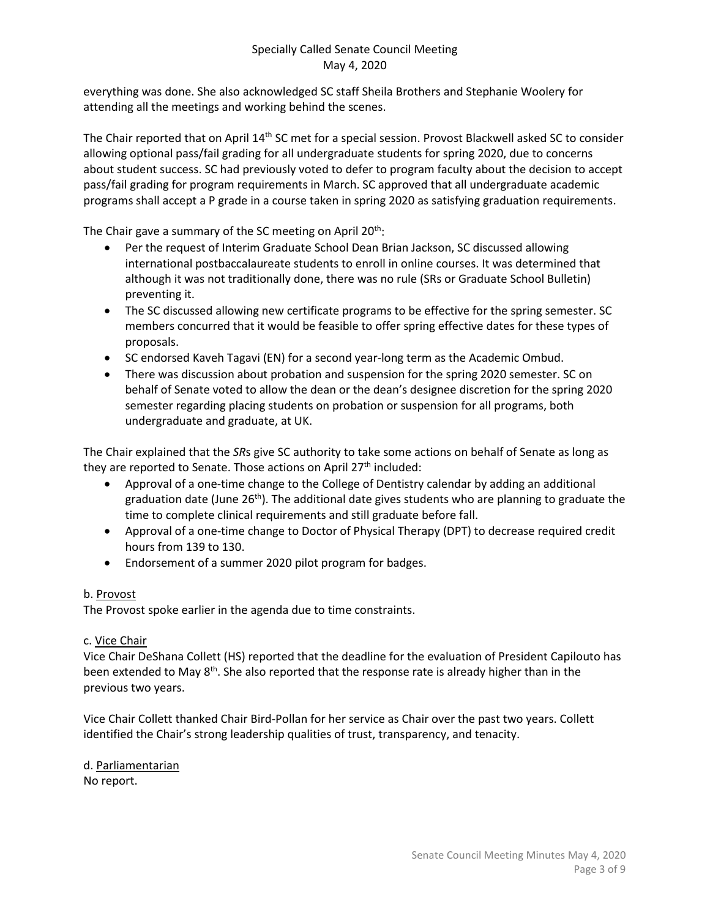everything was done. She also acknowledged SC staff Sheila Brothers and Stephanie Woolery for attending all the meetings and working behind the scenes.

The Chair reported that on April 14th SC met for a special session. Provost Blackwell asked SC to consider allowing optional pass/fail grading for all undergraduate students for spring 2020, due to concerns about student success. SC had previously voted to defer to program faculty about the decision to accept pass/fail grading for program requirements in March. SC approved that all undergraduate academic programs shall accept a P grade in a course taken in spring 2020 as satisfying graduation requirements.

The Chair gave a summary of the SC meeting on April 20th:

- Per the request of Interim Graduate School Dean Brian Jackson, SC discussed allowing international postbaccalaureate students to enroll in online courses. It was determined that although it was not traditionally done, there was no rule (SRs or Graduate School Bulletin) preventing it.
- The SC discussed allowing new certificate programs to be effective for the spring semester. SC members concurred that it would be feasible to offer spring effective dates for these types of proposals.
- SC endorsed Kaveh Tagavi (EN) for a second year-long term as the Academic Ombud.
- There was discussion about probation and suspension for the spring 2020 semester. SC on behalf of Senate voted to allow the dean or the dean's designee discretion for the spring 2020 semester regarding placing students on probation or suspension for all programs, both undergraduate and graduate, at UK.

The Chair explained that the *SR*s give SC authority to take some actions on behalf of Senate as long as they are reported to Senate. Those actions on April 27th included:

- Approval of a one-time change to the College of Dentistry calendar by adding an additional graduation date (June 26th). The additional date gives students who are planning to graduate the time to complete clinical requirements and still graduate before fall.
- Approval of a one-time change to Doctor of Physical Therapy (DPT) to decrease required credit hours from 139 to 130.
- Endorsement of a summer 2020 pilot program for badges.

b. Provost
The Provost spoke earlier in the agenda due to time constraints.

c. Vice Chair
Vice Chair DeShana Collett (HS) reported that the deadline for the evaluation of President Capilouto has been extended to May 8th. She also reported that the response rate is already higher than in the previous two years.

Vice Chair Collett thanked Chair Bird-Pollan for her service as Chair over the past two years. Collett identified the Chair's strong leadership qualities of trust, transparency, and tenacity.

d. Parliamentarian
No report.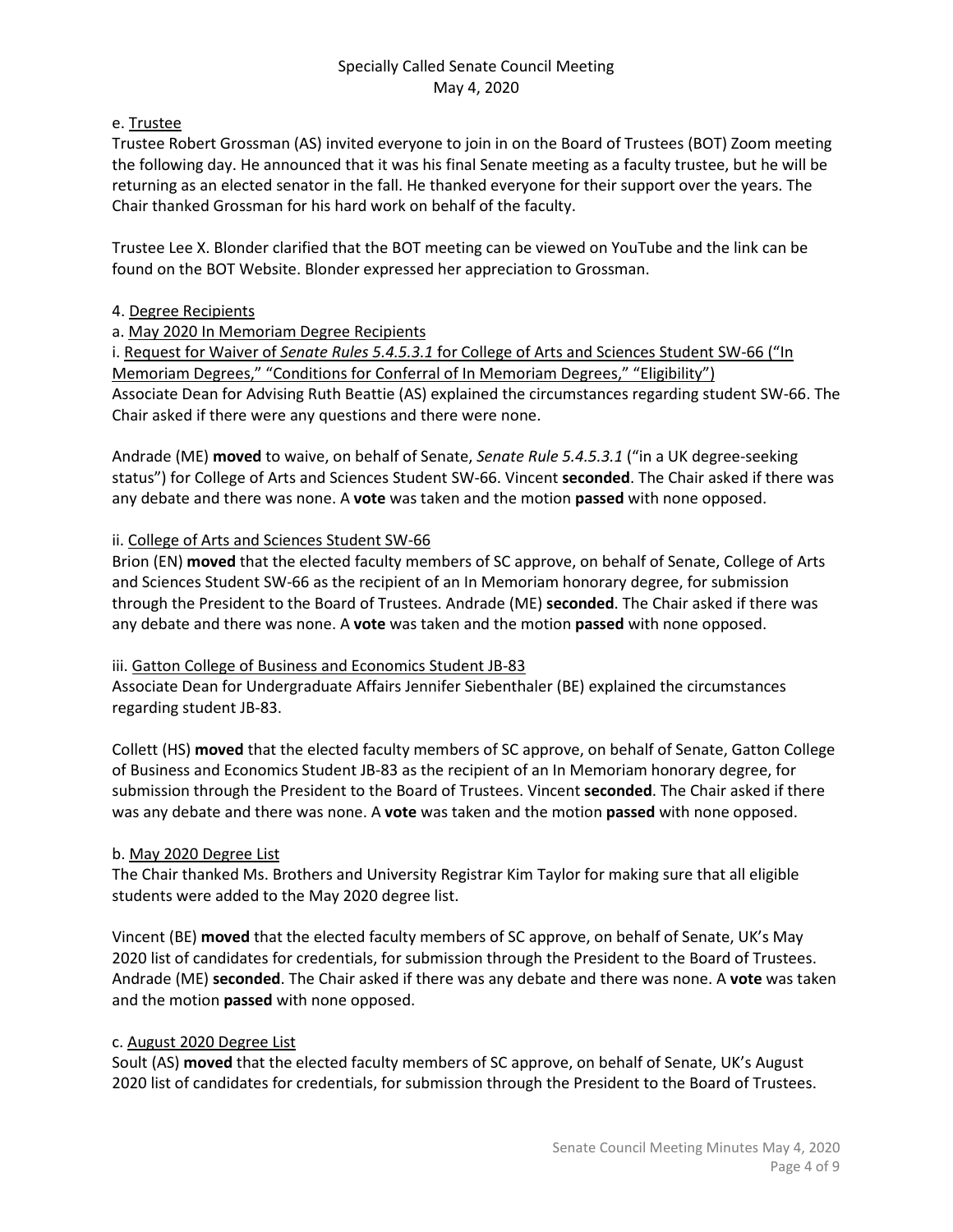e. Trustee

Trustee Robert Grossman (AS) invited everyone to join in on the Board of Trustees (BOT) Zoom meeting the following day. He announced that it was his final Senate meeting as a faculty trustee, but he will be returning as an elected senator in the fall. He thanked everyone for their support over the years. The Chair thanked Grossman for his hard work on behalf of the faculty.

Trustee Lee X. Blonder clarified that the BOT meeting can be viewed on YouTube and the link can be found on the BOT Website. Blonder expressed her appreciation to Grossman.

4. Degree Recipients

a. May 2020 In Memoriam Degree Recipients

i. Request for Waiver of *Senate Rules 5.4.5.3.1* for College of Arts and Sciences Student SW-66 ("In Memoriam Degrees," "Conditions for Conferral of In Memoriam Degrees," "Eligibility")

Associate Dean for Advising Ruth Beattie (AS) explained the circumstances regarding student SW-66. The Chair asked if there were any questions and there were none.

Andrade (ME) **moved** to waive, on behalf of Senate, *Senate Rule 5.4.5.3.1* ("in a UK degree-seeking status") for College of Arts and Sciences Student SW-66. Vincent **seconded**. The Chair asked if there was any debate and there was none. A **vote** was taken and the motion **passed** with none opposed.

ii. College of Arts and Sciences Student SW-66

Brion (EN) **moved** that the elected faculty members of SC approve, on behalf of Senate, College of Arts and Sciences Student SW-66 as the recipient of an In Memoriam honorary degree, for submission through the President to the Board of Trustees. Andrade (ME) **seconded**. The Chair asked if there was any debate and there was none. A **vote** was taken and the motion **passed** with none opposed.

iii. Gatton College of Business and Economics Student JB-83

Associate Dean for Undergraduate Affairs Jennifer Siebenthaler (BE) explained the circumstances regarding student JB-83.

Collett (HS) **moved** that the elected faculty members of SC approve, on behalf of Senate, Gatton College of Business and Economics Student JB-83 as the recipient of an In Memoriam honorary degree, for submission through the President to the Board of Trustees. Vincent **seconded**. The Chair asked if there was any debate and there was none. A **vote** was taken and the motion **passed** with none opposed.

b. May 2020 Degree List

The Chair thanked Ms. Brothers and University Registrar Kim Taylor for making sure that all eligible students were added to the May 2020 degree list.

Vincent (BE) **moved** that the elected faculty members of SC approve, on behalf of Senate, UK's May 2020 list of candidates for credentials, for submission through the President to the Board of Trustees. Andrade (ME) **seconded**. The Chair asked if there was any debate and there was none. A **vote** was taken and the motion **passed** with none opposed.

c. August 2020 Degree List

Soult (AS) **moved** that the elected faculty members of SC approve, on behalf of Senate, UK's August 2020 list of candidates for credentials, for submission through the President to the Board of Trustees.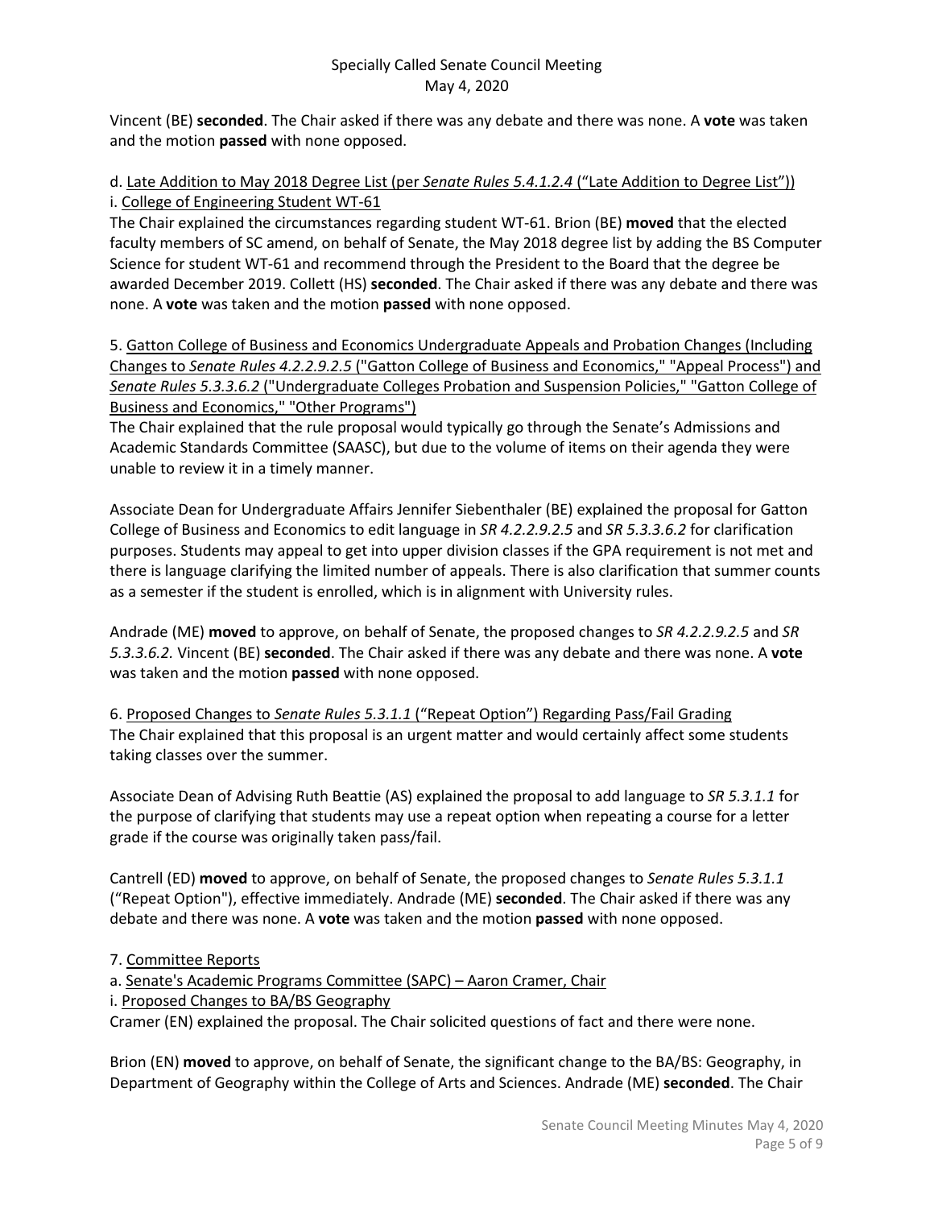Vincent (BE) **seconded**. The Chair asked if there was any debate and there was none. A **vote** was taken and the motion **passed** with none opposed.

d. Late Addition to May 2018 Degree List (per *Senate Rules 5.4.1.2.4* ("Late Addition to Degree List"))
i. College of Engineering Student WT-61

The Chair explained the circumstances regarding student WT-61. Brion (BE) **moved** that the elected faculty members of SC amend, on behalf of Senate, the May 2018 degree list by adding the BS Computer Science for student WT-61 and recommend through the President to the Board that the degree be awarded December 2019. Collett (HS) **seconded**. The Chair asked if there was any debate and there was none. A **vote** was taken and the motion **passed** with none opposed.

5. Gatton College of Business and Economics Undergraduate Appeals and Probation Changes (Including Changes to *Senate Rules 4.2.2.9.2.5* ("Gatton College of Business and Economics," "Appeal Process") and *Senate Rules 5.3.3.6.2* ("Undergraduate Colleges Probation and Suspension Policies," "Gatton College of Business and Economics," "Other Programs")

The Chair explained that the rule proposal would typically go through the Senate's Admissions and Academic Standards Committee (SAASC), but due to the volume of items on their agenda they were unable to review it in a timely manner.

Associate Dean for Undergraduate Affairs Jennifer Siebenthaler (BE) explained the proposal for Gatton College of Business and Economics to edit language in *SR 4.2.2.9.2.5* and *SR 5.3.3.6.2* for clarification purposes. Students may appeal to get into upper division classes if the GPA requirement is not met and there is language clarifying the limited number of appeals. There is also clarification that summer counts as a semester if the student is enrolled, which is in alignment with University rules.

Andrade (ME) **moved** to approve, on behalf of Senate, the proposed changes to *SR 4.2.2.9.2.5* and *SR 5.3.3.6.2.* Vincent (BE) **seconded**. The Chair asked if there was any debate and there was none. A **vote** was taken and the motion **passed** with none opposed.

6. Proposed Changes to *Senate Rules 5.3.1.1* ("Repeat Option") Regarding Pass/Fail Grading

The Chair explained that this proposal is an urgent matter and would certainly affect some students taking classes over the summer.

Associate Dean of Advising Ruth Beattie (AS) explained the proposal to add language to *SR 5.3.1.1* for the purpose of clarifying that students may use a repeat option when repeating a course for a letter grade if the course was originally taken pass/fail.

Cantrell (ED) **moved** to approve, on behalf of Senate, the proposed changes to *Senate Rules 5.3.1.1* ("Repeat Option"), effective immediately. Andrade (ME) **seconded**. The Chair asked if there was any debate and there was none. A **vote** was taken and the motion **passed** with none opposed.

7. Committee Reports
a. Senate's Academic Programs Committee (SAPC) – Aaron Cramer, Chair
i. Proposed Changes to BA/BS Geography

Cramer (EN) explained the proposal. The Chair solicited questions of fact and there were none.

Brion (EN) **moved** to approve, on behalf of Senate, the significant change to the BA/BS: Geography, in Department of Geography within the College of Arts and Sciences. Andrade (ME) **seconded**. The Chair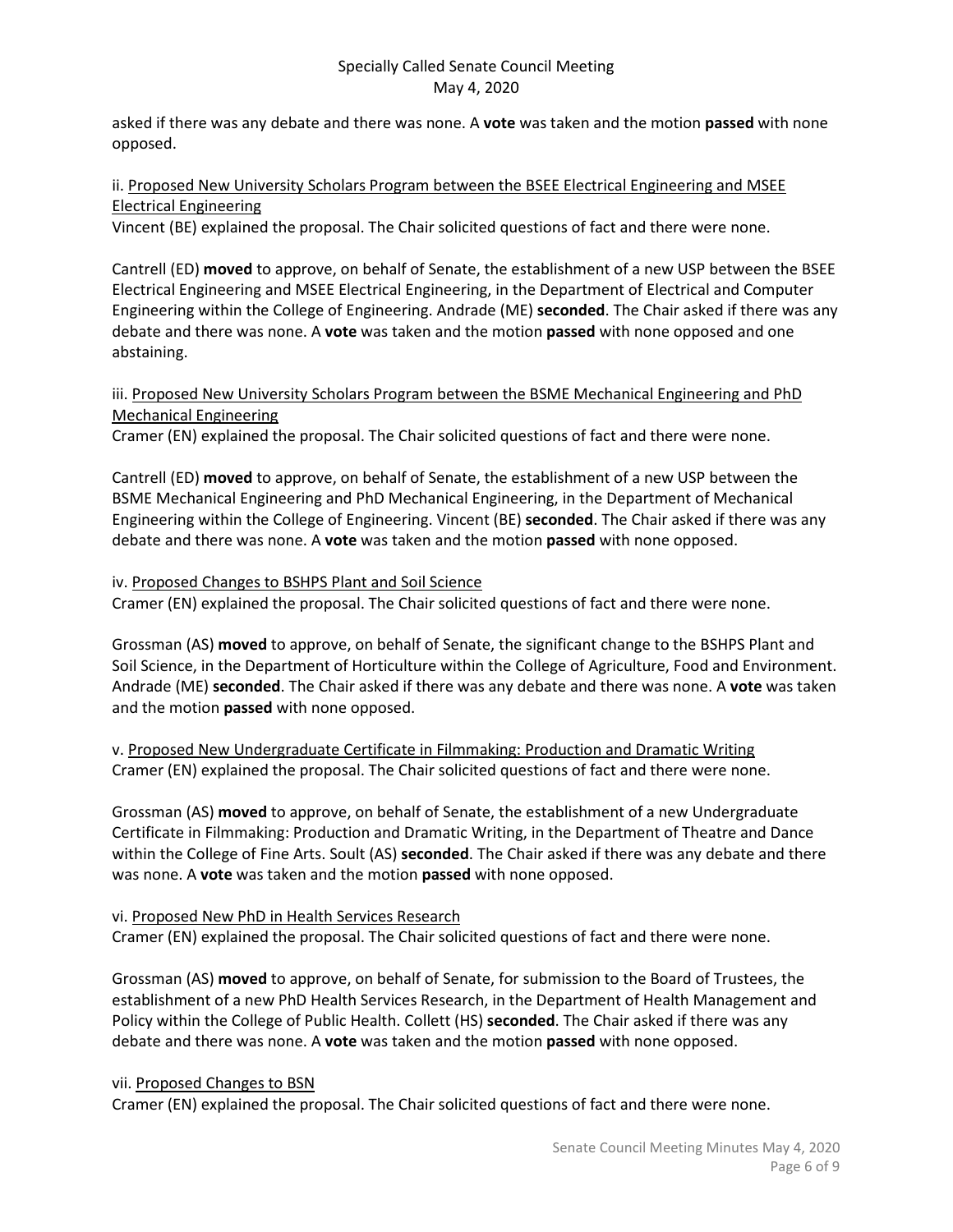asked if there was any debate and there was none. A **vote** was taken and the motion **passed** with none opposed.

ii. Proposed New University Scholars Program between the BSEE Electrical Engineering and MSEE Electrical Engineering

Vincent (BE) explained the proposal. The Chair solicited questions of fact and there were none.

Cantrell (ED) **moved** to approve, on behalf of Senate, the establishment of a new USP between the BSEE Electrical Engineering and MSEE Electrical Engineering, in the Department of Electrical and Computer Engineering within the College of Engineering. Andrade (ME) **seconded**. The Chair asked if there was any debate and there was none. A **vote** was taken and the motion **passed** with none opposed and one abstaining.

iii. Proposed New University Scholars Program between the BSME Mechanical Engineering and PhD Mechanical Engineering

Cramer (EN) explained the proposal. The Chair solicited questions of fact and there were none.

Cantrell (ED) **moved** to approve, on behalf of Senate, the establishment of a new USP between the BSME Mechanical Engineering and PhD Mechanical Engineering, in the Department of Mechanical Engineering within the College of Engineering. Vincent (BE) **seconded**. The Chair asked if there was any debate and there was none. A **vote** was taken and the motion **passed** with none opposed.

iv. Proposed Changes to BSHPS Plant and Soil Science

Cramer (EN) explained the proposal. The Chair solicited questions of fact and there were none.

Grossman (AS) **moved** to approve, on behalf of Senate, the significant change to the BSHPS Plant and Soil Science, in the Department of Horticulture within the College of Agriculture, Food and Environment. Andrade (ME) **seconded**. The Chair asked if there was any debate and there was none. A **vote** was taken and the motion **passed** with none opposed.

v. Proposed New Undergraduate Certificate in Filmmaking: Production and Dramatic Writing

Cramer (EN) explained the proposal. The Chair solicited questions of fact and there were none.

Grossman (AS) **moved** to approve, on behalf of Senate, the establishment of a new Undergraduate Certificate in Filmmaking: Production and Dramatic Writing, in the Department of Theatre and Dance within the College of Fine Arts. Soult (AS) **seconded**. The Chair asked if there was any debate and there was none. A **vote** was taken and the motion **passed** with none opposed.

vi. Proposed New PhD in Health Services Research

Cramer (EN) explained the proposal. The Chair solicited questions of fact and there were none.

Grossman (AS) **moved** to approve, on behalf of Senate, for submission to the Board of Trustees, the establishment of a new PhD Health Services Research, in the Department of Health Management and Policy within the College of Public Health. Collett (HS) **seconded**. The Chair asked if there was any debate and there was none. A **vote** was taken and the motion **passed** with none opposed.

vii. Proposed Changes to BSN

Cramer (EN) explained the proposal. The Chair solicited questions of fact and there were none.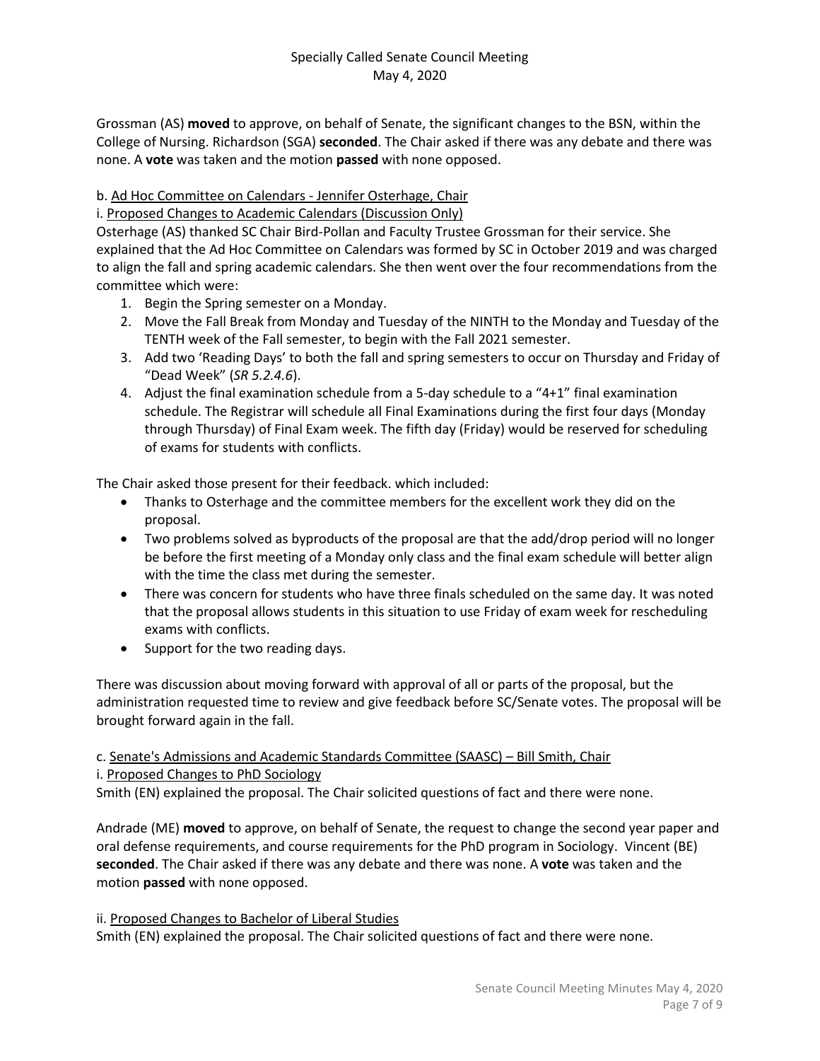Grossman (AS) **moved** to approve, on behalf of Senate, the significant changes to the BSN, within the College of Nursing. Richardson (SGA) **seconded**. The Chair asked if there was any debate and there was none. A **vote** was taken and the motion **passed** with none opposed.

b. Ad Hoc Committee on Calendars - Jennifer Osterhage, Chair

i. Proposed Changes to Academic Calendars (Discussion Only)

Osterhage (AS) thanked SC Chair Bird-Pollan and Faculty Trustee Grossman for their service. She explained that the Ad Hoc Committee on Calendars was formed by SC in October 2019 and was charged to align the fall and spring academic calendars. She then went over the four recommendations from the committee which were:

1. Begin the Spring semester on a Monday.
2. Move the Fall Break from Monday and Tuesday of the NINTH to the Monday and Tuesday of the TENTH week of the Fall semester, to begin with the Fall 2021 semester.
3. Add two 'Reading Days' to both the fall and spring semesters to occur on Thursday and Friday of "Dead Week" (*SR 5.2.4.6*).
4. Adjust the final examination schedule from a 5-day schedule to a "4+1" final examination schedule. The Registrar will schedule all Final Examinations during the first four days (Monday through Thursday) of Final Exam week. The fifth day (Friday) would be reserved for scheduling of exams for students with conflicts.

The Chair asked those present for their feedback. which included:

- Thanks to Osterhage and the committee members for the excellent work they did on the proposal.
- Two problems solved as byproducts of the proposal are that the add/drop period will no longer be before the first meeting of a Monday only class and the final exam schedule will better align with the time the class met during the semester.
- There was concern for students who have three finals scheduled on the same day. It was noted that the proposal allows students in this situation to use Friday of exam week for rescheduling exams with conflicts.
- Support for the two reading days.

There was discussion about moving forward with approval of all or parts of the proposal, but the administration requested time to review and give feedback before SC/Senate votes. The proposal will be brought forward again in the fall.

c. Senate's Admissions and Academic Standards Committee (SAASC) – Bill Smith, Chair

i. Proposed Changes to PhD Sociology

Smith (EN) explained the proposal. The Chair solicited questions of fact and there were none.

Andrade (ME) **moved** to approve, on behalf of Senate, the request to change the second year paper and oral defense requirements, and course requirements for the PhD program in Sociology. Vincent (BE) **seconded**. The Chair asked if there was any debate and there was none. A **vote** was taken and the motion **passed** with none opposed.

ii. Proposed Changes to Bachelor of Liberal Studies

Smith (EN) explained the proposal. The Chair solicited questions of fact and there were none.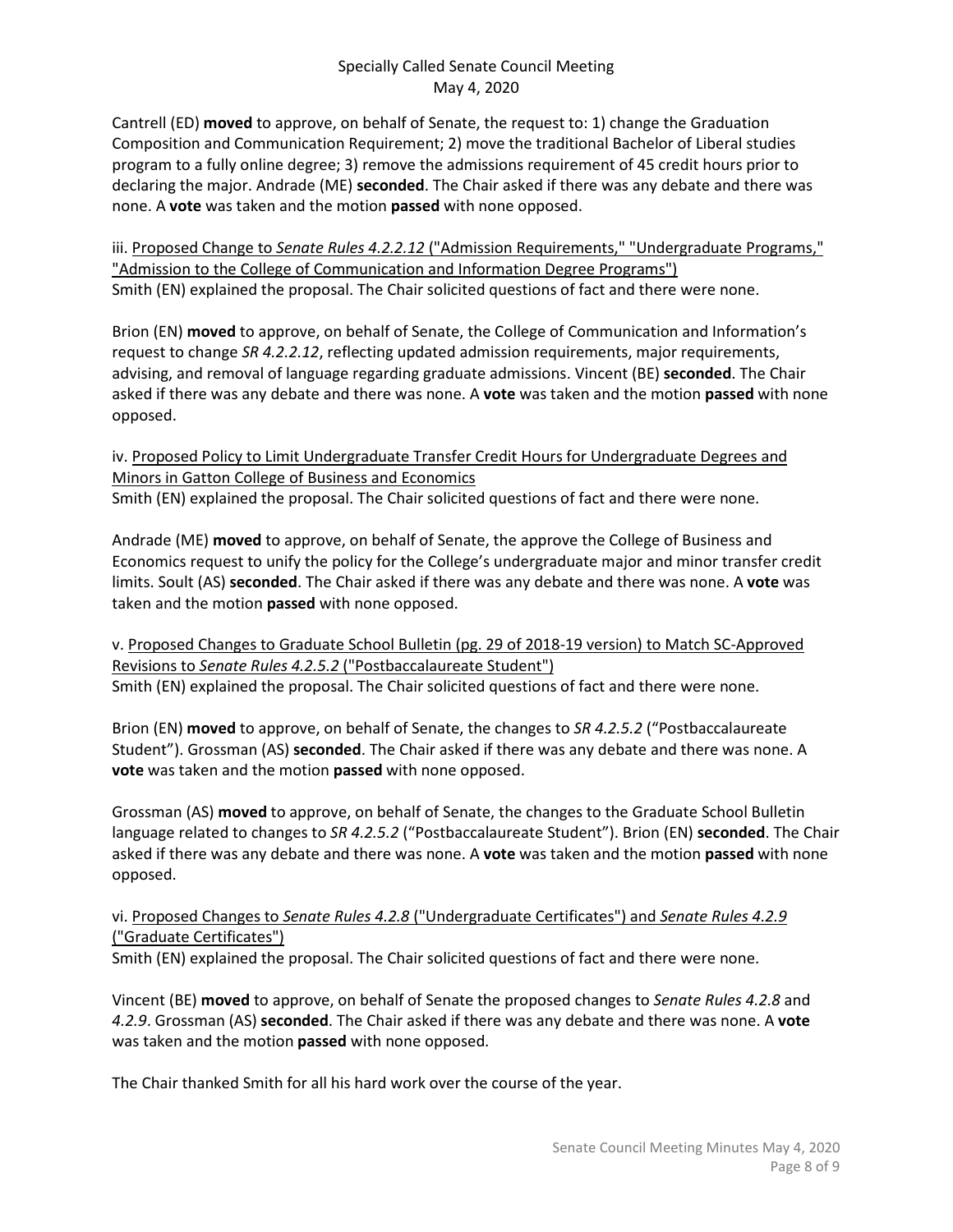Cantrell (ED) **moved** to approve, on behalf of Senate, the request to: 1) change the Graduation Composition and Communication Requirement; 2) move the traditional Bachelor of Liberal studies program to a fully online degree; 3) remove the admissions requirement of 45 credit hours prior to declaring the major. Andrade (ME) **seconded**. The Chair asked if there was any debate and there was none. A **vote** was taken and the motion **passed** with none opposed.

iii. <u>Proposed Change to *Senate Rules 4.2.2.12* ("Admission Requirements," "Undergraduate Programs," "Admission to the College of Communication and Information Degree Programs")</u>
Smith (EN) explained the proposal. The Chair solicited questions of fact and there were none.

Brion (EN) **moved** to approve, on behalf of Senate, the College of Communication and Information's request to change *SR 4.2.2.12*, reflecting updated admission requirements, major requirements, advising, and removal of language regarding graduate admissions. Vincent (BE) **seconded**. The Chair asked if there was any debate and there was none. A **vote** was taken and the motion **passed** with none opposed.

iv. <u>Proposed Policy to Limit Undergraduate Transfer Credit Hours for Undergraduate Degrees and Minors in Gatton College of Business and Economics</u>
Smith (EN) explained the proposal. The Chair solicited questions of fact and there were none.

Andrade (ME) **moved** to approve, on behalf of Senate, the approve the College of Business and Economics request to unify the policy for the College's undergraduate major and minor transfer credit limits. Soult (AS) **seconded**. The Chair asked if there was any debate and there was none. A **vote** was taken and the motion **passed** with none opposed.

v. <u>Proposed Changes to Graduate School Bulletin (pg. 29 of 2018-19 version) to Match SC-Approved Revisions to *Senate Rules 4.2.5.2* ("Postbaccalaureate Student")</u>
Smith (EN) explained the proposal. The Chair solicited questions of fact and there were none.

Brion (EN) **moved** to approve, on behalf of Senate, the changes to *SR 4.2.5.2* ("Postbaccalaureate Student"). Grossman (AS) **seconded**. The Chair asked if there was any debate and there was none. A **vote** was taken and the motion **passed** with none opposed.

Grossman (AS) **moved** to approve, on behalf of Senate, the changes to the Graduate School Bulletin language related to changes to *SR 4.2.5.2* ("Postbaccalaureate Student"). Brion (EN) **seconded**. The Chair asked if there was any debate and there was none. A **vote** was taken and the motion **passed** with none opposed.

vi. <u>Proposed Changes to *Senate Rules 4.2.8* ("Undergraduate Certificates") and *Senate Rules 4.2.9* ("Graduate Certificates")</u>
Smith (EN) explained the proposal. The Chair solicited questions of fact and there were none.

Vincent (BE) **moved** to approve, on behalf of Senate the proposed changes to *Senate Rules 4.2.8* and *4.2.9*. Grossman (AS) **seconded**. The Chair asked if there was any debate and there was none. A **vote** was taken and the motion **passed** with none opposed.

The Chair thanked Smith for all his hard work over the course of the year.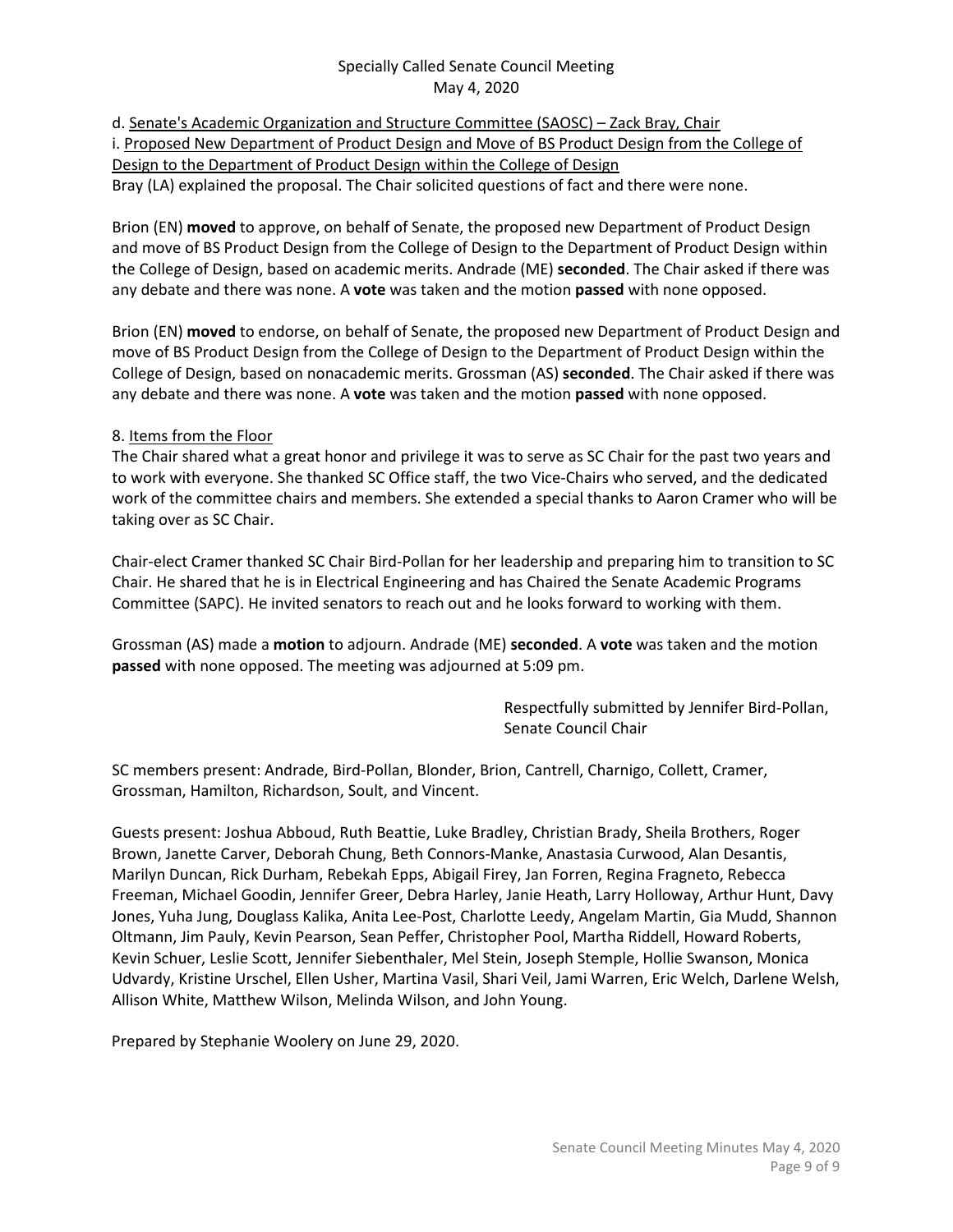d. Senate's Academic Organization and Structure Committee (SAOSC) – Zack Bray, Chair

i. Proposed New Department of Product Design and Move of BS Product Design from the College of Design to the Department of Product Design within the College of Design

Bray (LA) explained the proposal. The Chair solicited questions of fact and there were none.

Brion (EN) **moved** to approve, on behalf of Senate, the proposed new Department of Product Design and move of BS Product Design from the College of Design to the Department of Product Design within the College of Design, based on academic merits. Andrade (ME) **seconded**. The Chair asked if there was any debate and there was none. A **vote** was taken and the motion **passed** with none opposed.

Brion (EN) **moved** to endorse, on behalf of Senate, the proposed new Department of Product Design and move of BS Product Design from the College of Design to the Department of Product Design within the College of Design, based on nonacademic merits. Grossman (AS) **seconded**. The Chair asked if there was any debate and there was none. A **vote** was taken and the motion **passed** with none opposed.

8. Items from the Floor

The Chair shared what a great honor and privilege it was to serve as SC Chair for the past two years and to work with everyone. She thanked SC Office staff, the two Vice-Chairs who served, and the dedicated work of the committee chairs and members. She extended a special thanks to Aaron Cramer who will be taking over as SC Chair.

Chair-elect Cramer thanked SC Chair Bird-Pollan for her leadership and preparing him to transition to SC Chair. He shared that he is in Electrical Engineering and has Chaired the Senate Academic Programs Committee (SAPC). He invited senators to reach out and he looks forward to working with them.

Grossman (AS) made a **motion** to adjourn. Andrade (ME) **seconded**. A **vote** was taken and the motion **passed** with none opposed. The meeting was adjourned at 5:09 pm.

Respectfully submitted by Jennifer Bird-Pollan,
Senate Council Chair

SC members present: Andrade, Bird-Pollan, Blonder, Brion, Cantrell, Charnigo, Collett, Cramer, Grossman, Hamilton, Richardson, Soult, and Vincent.

Guests present: Joshua Abboud, Ruth Beattie, Luke Bradley, Christian Brady, Sheila Brothers, Roger Brown, Janette Carver, Deborah Chung, Beth Connors-Manke, Anastasia Curwood, Alan Desantis, Marilyn Duncan, Rick Durham, Rebekah Epps, Abigail Firey, Jan Forren, Regina Fragneto, Rebecca Freeman, Michael Goodin, Jennifer Greer, Debra Harley, Janie Heath, Larry Holloway, Arthur Hunt, Davy Jones, Yuha Jung, Douglass Kalika, Anita Lee-Post, Charlotte Leedy, Angelam Martin, Gia Mudd, Shannon Oltmann, Jim Pauly, Kevin Pearson, Sean Peffer, Christopher Pool, Martha Riddell, Howard Roberts, Kevin Schuer, Leslie Scott, Jennifer Siebenthaler, Mel Stein, Joseph Stemple, Hollie Swanson, Monica Udvardy, Kristine Urschel, Ellen Usher, Martina Vasil, Shari Veil, Jami Warren, Eric Welch, Darlene Welsh, Allison White, Matthew Wilson, Melinda Wilson, and John Young.

Prepared by Stephanie Woolery on June 29, 2020.